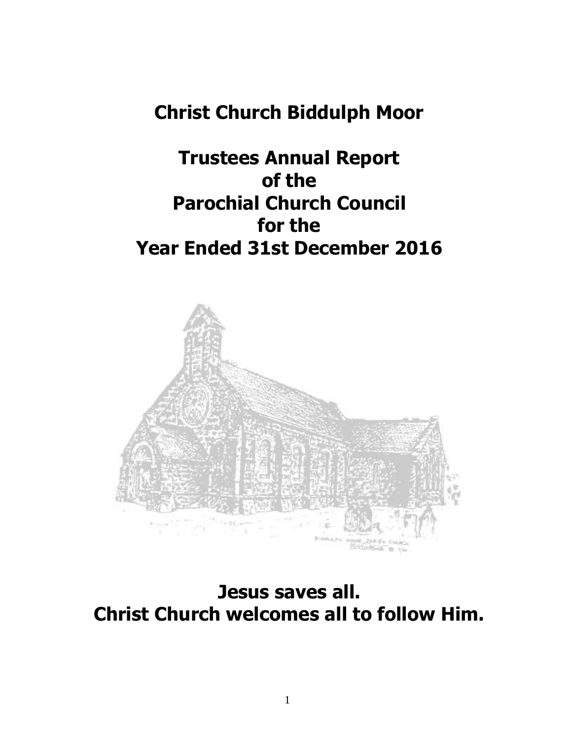# Christ Church Biddulph Moor

# Trustees Annual Report of the Parochial Church Council for the Year Ended 31st December 2016

**Jesus saves all.**
**Christ Church welcomes all to follow Him.**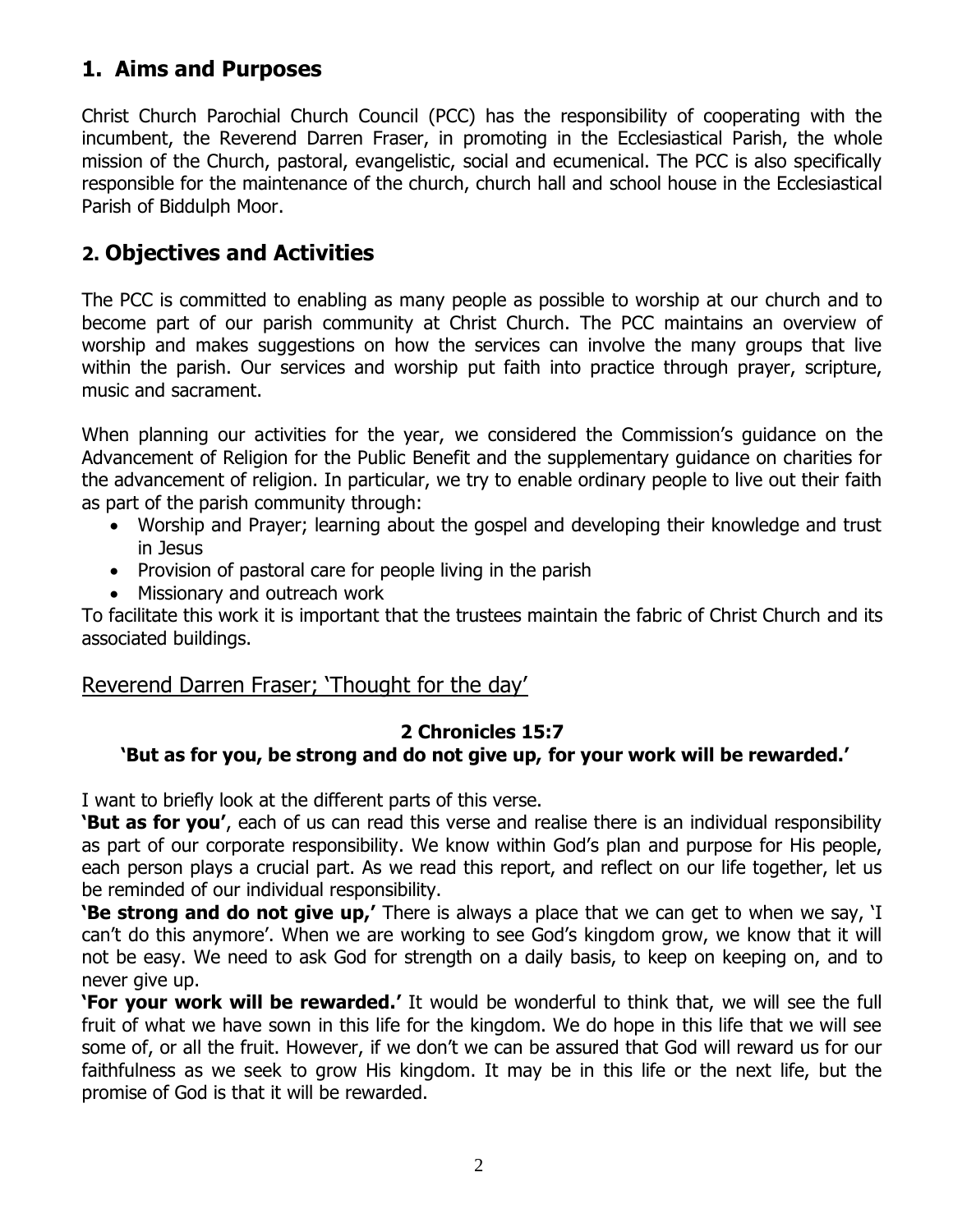## 1. Aims and Purposes

Christ Church Parochial Church Council (PCC) has the responsibility of cooperating with the incumbent, the Reverend Darren Fraser, in promoting in the Ecclesiastical Parish, the whole mission of the Church, pastoral, evangelistic, social and ecumenical. The PCC is also specifically responsible for the maintenance of the church, church hall and school house in the Ecclesiastical Parish of Biddulph Moor.

## 2. Objectives and Activities

The PCC is committed to enabling as many people as possible to worship at our church and to become part of our parish community at Christ Church. The PCC maintains an overview of worship and makes suggestions on how the services can involve the many groups that live within the parish. Our services and worship put faith into practice through prayer, scripture, music and sacrament.

When planning our activities for the year, we considered the Commission's guidance on the Advancement of Religion for the Public Benefit and the supplementary guidance on charities for the advancement of religion. In particular, we try to enable ordinary people to live out their faith as part of the parish community through:

- Worship and Prayer; learning about the gospel and developing their knowledge and trust in Jesus
- Provision of pastoral care for people living in the parish
- Missionary and outreach work

To facilitate this work it is important that the trustees maintain the fabric of Christ Church and its associated buildings.

Reverend Darren Fraser; 'Thought for the day'

**2 Chronicles 15:7**

**'But as for you, be strong and do not give up, for your work will be rewarded.'**

I want to briefly look at the different parts of this verse.

**'But as for you'**, each of us can read this verse and realise there is an individual responsibility as part of our corporate responsibility. We know within God's plan and purpose for His people, each person plays a crucial part. As we read this report, and reflect on our life together, let us be reminded of our individual responsibility.

**'Be strong and do not give up,'** There is always a place that we can get to when we say, 'I can't do this anymore'. When we are working to see God's kingdom grow, we know that it will not be easy. We need to ask God for strength on a daily basis, to keep on keeping on, and to never give up.

**'For your work will be rewarded.'** It would be wonderful to think that, we will see the full fruit of what we have sown in this life for the kingdom. We do hope in this life that we will see some of, or all the fruit. However, if we don't we can be assured that God will reward us for our faithfulness as we seek to grow His kingdom. It may be in this life or the next life, but the promise of God is that it will be rewarded.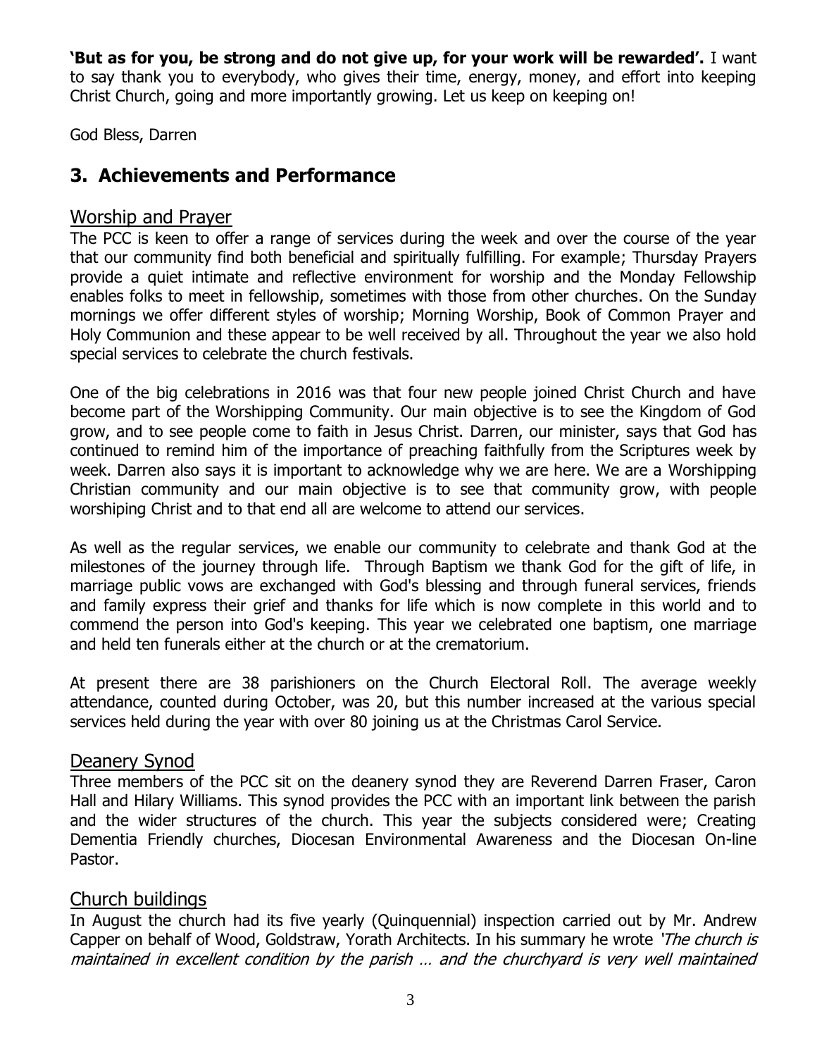**'But as for you, be strong and do not give up, for your work will be rewarded'.** I want to say thank you to everybody, who gives their time, energy, money, and effort into keeping Christ Church, going and more importantly growing. Let us keep on keeping on!

God Bless, Darren

## 3. Achievements and Performance

### Worship and Prayer

The PCC is keen to offer a range of services during the week and over the course of the year that our community find both beneficial and spiritually fulfilling. For example; Thursday Prayers provide a quiet intimate and reflective environment for worship and the Monday Fellowship enables folks to meet in fellowship, sometimes with those from other churches. On the Sunday mornings we offer different styles of worship; Morning Worship, Book of Common Prayer and Holy Communion and these appear to be well received by all. Throughout the year we also hold special services to celebrate the church festivals.

One of the big celebrations in 2016 was that four new people joined Christ Church and have become part of the Worshipping Community. Our main objective is to see the Kingdom of God grow, and to see people come to faith in Jesus Christ. Darren, our minister, says that God has continued to remind him of the importance of preaching faithfully from the Scriptures week by week. Darren also says it is important to acknowledge why we are here. We are a Worshipping Christian community and our main objective is to see that community grow, with people worshiping Christ and to that end all are welcome to attend our services.

As well as the regular services, we enable our community to celebrate and thank God at the milestones of the journey through life. Through Baptism we thank God for the gift of life, in marriage public vows are exchanged with God's blessing and through funeral services, friends and family express their grief and thanks for life which is now complete in this world and to commend the person into God's keeping. This year we celebrated one baptism, one marriage and held ten funerals either at the church or at the crematorium.

At present there are 38 parishioners on the Church Electoral Roll. The average weekly attendance, counted during October, was 20, but this number increased at the various special services held during the year with over 80 joining us at the Christmas Carol Service.

### Deanery Synod

Three members of the PCC sit on the deanery synod they are Reverend Darren Fraser, Caron Hall and Hilary Williams. This synod provides the PCC with an important link between the parish and the wider structures of the church. This year the subjects considered were; Creating Dementia Friendly churches, Diocesan Environmental Awareness and the Diocesan On-line Pastor.

### Church buildings

In August the church had its five yearly (Quinquennial) inspection carried out by Mr. Andrew Capper on behalf of Wood, Goldstraw, Yorath Architects. In his summary he wrote *'The church is maintained in excellent condition by the parish … and the churchyard is very well maintained*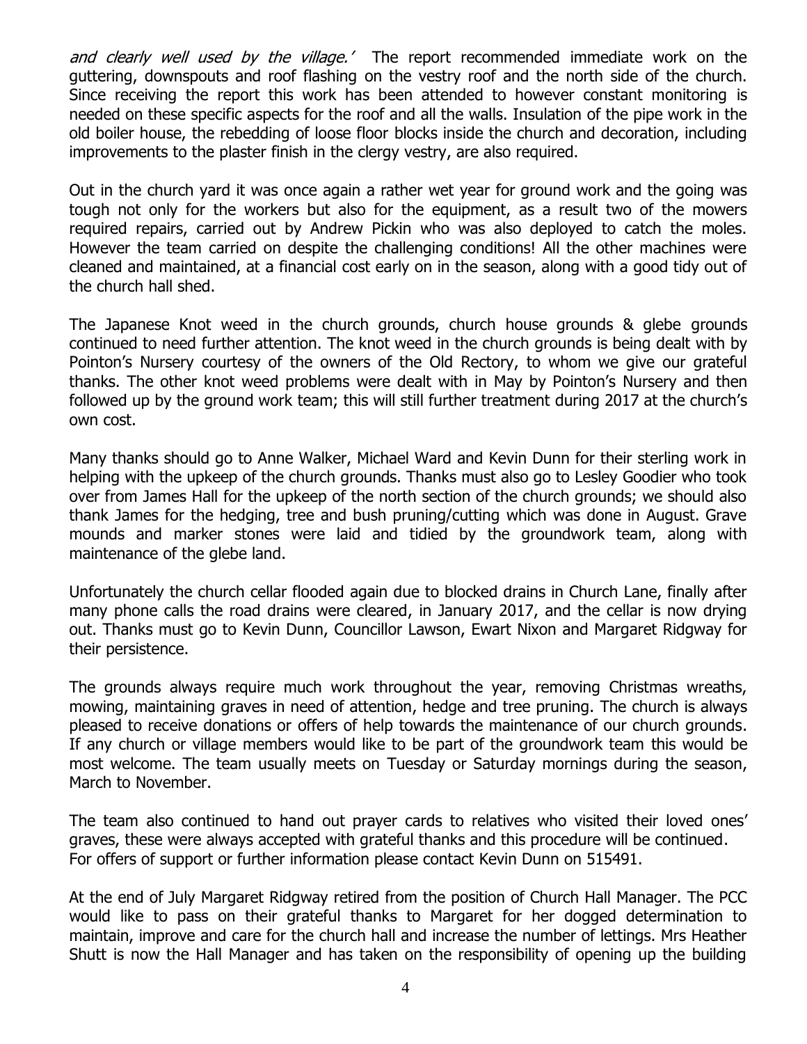*and clearly well used by the village.'* The report recommended immediate work on the guttering, downspouts and roof flashing on the vestry roof and the north side of the church. Since receiving the report this work has been attended to however constant monitoring is needed on these specific aspects for the roof and all the walls. Insulation of the pipe work in the old boiler house, the rebedding of loose floor blocks inside the church and decoration, including improvements to the plaster finish in the clergy vestry, are also required.

Out in the church yard it was once again a rather wet year for ground work and the going was tough not only for the workers but also for the equipment, as a result two of the mowers required repairs, carried out by Andrew Pickin who was also deployed to catch the moles. However the team carried on despite the challenging conditions! All the other machines were cleaned and maintained, at a financial cost early on in the season, along with a good tidy out of the church hall shed.

The Japanese Knot weed in the church grounds, church house grounds & glebe grounds continued to need further attention. The knot weed in the church grounds is being dealt with by Pointon's Nursery courtesy of the owners of the Old Rectory, to whom we give our grateful thanks. The other knot weed problems were dealt with in May by Pointon's Nursery and then followed up by the ground work team; this will still further treatment during 2017 at the church's own cost.

Many thanks should go to Anne Walker, Michael Ward and Kevin Dunn for their sterling work in helping with the upkeep of the church grounds. Thanks must also go to Lesley Goodier who took over from James Hall for the upkeep of the north section of the church grounds; we should also thank James for the hedging, tree and bush pruning/cutting which was done in August. Grave mounds and marker stones were laid and tidied by the groundwork team, along with maintenance of the glebe land.

Unfortunately the church cellar flooded again due to blocked drains in Church Lane, finally after many phone calls the road drains were cleared, in January 2017, and the cellar is now drying out. Thanks must go to Kevin Dunn, Councillor Lawson, Ewart Nixon and Margaret Ridgway for their persistence.

The grounds always require much work throughout the year, removing Christmas wreaths, mowing, maintaining graves in need of attention, hedge and tree pruning. The church is always pleased to receive donations or offers of help towards the maintenance of our church grounds. If any church or village members would like to be part of the groundwork team this would be most welcome. The team usually meets on Tuesday or Saturday mornings during the season, March to November.

The team also continued to hand out prayer cards to relatives who visited their loved ones' graves, these were always accepted with grateful thanks and this procedure will be continued. For offers of support or further information please contact Kevin Dunn on 515491.

At the end of July Margaret Ridgway retired from the position of Church Hall Manager. The PCC would like to pass on their grateful thanks to Margaret for her dogged determination to maintain, improve and care for the church hall and increase the number of lettings. Mrs Heather Shutt is now the Hall Manager and has taken on the responsibility of opening up the building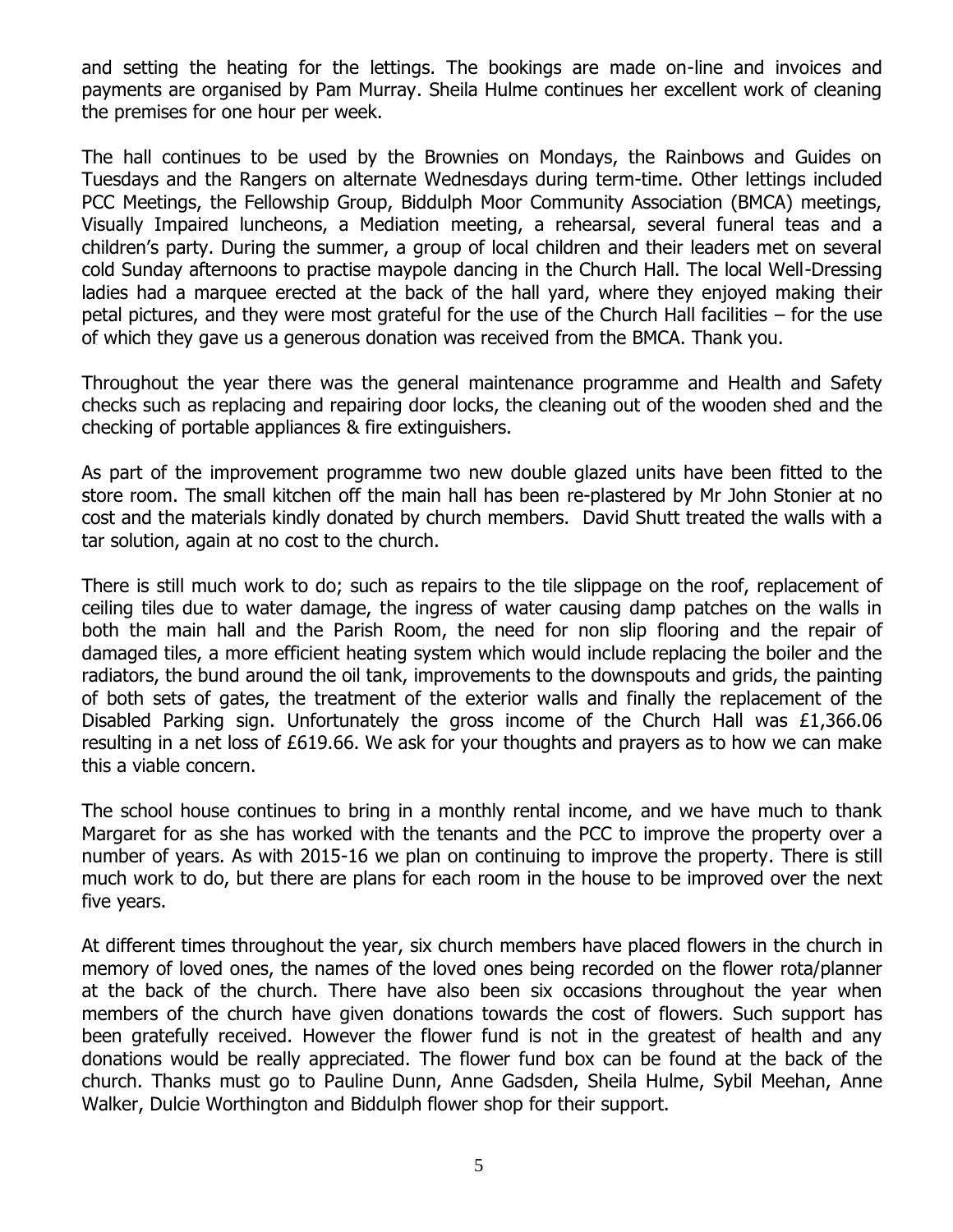and setting the heating for the lettings. The bookings are made on-line and invoices and payments are organised by Pam Murray. Sheila Hulme continues her excellent work of cleaning the premises for one hour per week.

The hall continues to be used by the Brownies on Mondays, the Rainbows and Guides on Tuesdays and the Rangers on alternate Wednesdays during term-time. Other lettings included PCC Meetings, the Fellowship Group, Biddulph Moor Community Association (BMCA) meetings, Visually Impaired luncheons, a Mediation meeting, a rehearsal, several funeral teas and a children's party. During the summer, a group of local children and their leaders met on several cold Sunday afternoons to practise maypole dancing in the Church Hall. The local Well-Dressing ladies had a marquee erected at the back of the hall yard, where they enjoyed making their petal pictures, and they were most grateful for the use of the Church Hall facilities – for the use of which they gave us a generous donation was received from the BMCA. Thank you.

Throughout the year there was the general maintenance programme and Health and Safety checks such as replacing and repairing door locks, the cleaning out of the wooden shed and the checking of portable appliances & fire extinguishers.

As part of the improvement programme two new double glazed units have been fitted to the store room. The small kitchen off the main hall has been re-plastered by Mr John Stonier at no cost and the materials kindly donated by church members. David Shutt treated the walls with a tar solution, again at no cost to the church.

There is still much work to do; such as repairs to the tile slippage on the roof, replacement of ceiling tiles due to water damage, the ingress of water causing damp patches on the walls in both the main hall and the Parish Room, the need for non slip flooring and the repair of damaged tiles, a more efficient heating system which would include replacing the boiler and the radiators, the bund around the oil tank, improvements to the downspouts and grids, the painting of both sets of gates, the treatment of the exterior walls and finally the replacement of the Disabled Parking sign. Unfortunately the gross income of the Church Hall was £1,366.06 resulting in a net loss of £619.66. We ask for your thoughts and prayers as to how we can make this a viable concern.

The school house continues to bring in a monthly rental income, and we have much to thank Margaret for as she has worked with the tenants and the PCC to improve the property over a number of years. As with 2015-16 we plan on continuing to improve the property. There is still much work to do, but there are plans for each room in the house to be improved over the next five years.

At different times throughout the year, six church members have placed flowers in the church in memory of loved ones, the names of the loved ones being recorded on the flower rota/planner at the back of the church. There have also been six occasions throughout the year when members of the church have given donations towards the cost of flowers. Such support has been gratefully received. However the flower fund is not in the greatest of health and any donations would be really appreciated. The flower fund box can be found at the back of the church. Thanks must go to Pauline Dunn, Anne Gadsden, Sheila Hulme, Sybil Meehan, Anne Walker, Dulcie Worthington and Biddulph flower shop for their support.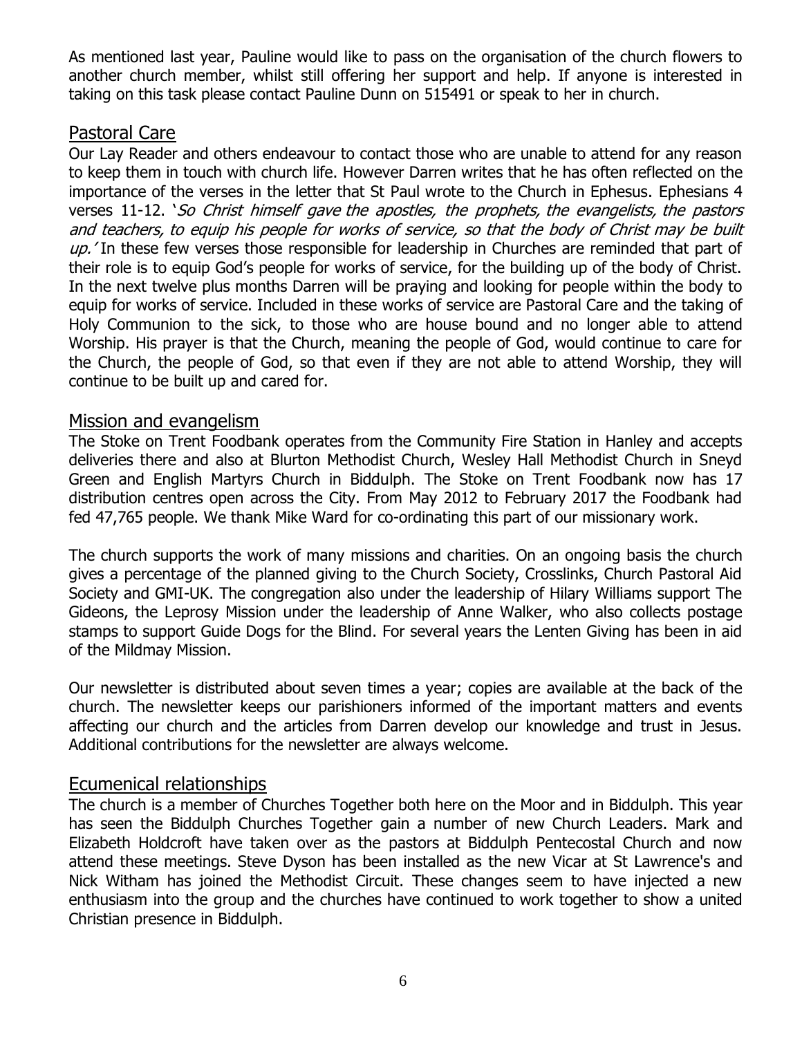As mentioned last year, Pauline would like to pass on the organisation of the church flowers to another church member, whilst still offering her support and help. If anyone is interested in taking on this task please contact Pauline Dunn on 515491 or speak to her in church.

## Pastoral Care

Our Lay Reader and others endeavour to contact those who are unable to attend for any reason to keep them in touch with church life. However Darren writes that he has often reflected on the importance of the verses in the letter that St Paul wrote to the Church in Ephesus. Ephesians 4 verses 11-12. '*So Christ himself gave the apostles, the prophets, the evangelists, the pastors and teachers, to equip his people for works of service, so that the body of Christ may be built up.'* In these few verses those responsible for leadership in Churches are reminded that part of their role is to equip God's people for works of service, for the building up of the body of Christ. In the next twelve plus months Darren will be praying and looking for people within the body to equip for works of service. Included in these works of service are Pastoral Care and the taking of Holy Communion to the sick, to those who are house bound and no longer able to attend Worship. His prayer is that the Church, meaning the people of God, would continue to care for the Church, the people of God, so that even if they are not able to attend Worship, they will continue to be built up and cared for.

## Mission and evangelism

The Stoke on Trent Foodbank operates from the Community Fire Station in Hanley and accepts deliveries there and also at Blurton Methodist Church, Wesley Hall Methodist Church in Sneyd Green and English Martyrs Church in Biddulph. The Stoke on Trent Foodbank now has 17 distribution centres open across the City. From May 2012 to February 2017 the Foodbank had fed 47,765 people. We thank Mike Ward for co-ordinating this part of our missionary work.

The church supports the work of many missions and charities. On an ongoing basis the church gives a percentage of the planned giving to the Church Society, Crosslinks, Church Pastoral Aid Society and GMI-UK. The congregation also under the leadership of Hilary Williams support The Gideons, the Leprosy Mission under the leadership of Anne Walker, who also collects postage stamps to support Guide Dogs for the Blind. For several years the Lenten Giving has been in aid of the Mildmay Mission.

Our newsletter is distributed about seven times a year; copies are available at the back of the church. The newsletter keeps our parishioners informed of the important matters and events affecting our church and the articles from Darren develop our knowledge and trust in Jesus. Additional contributions for the newsletter are always welcome.

## Ecumenical relationships

The church is a member of Churches Together both here on the Moor and in Biddulph. This year has seen the Biddulph Churches Together gain a number of new Church Leaders. Mark and Elizabeth Holdcroft have taken over as the pastors at Biddulph Pentecostal Church and now attend these meetings. Steve Dyson has been installed as the new Vicar at St Lawrence's and Nick Witham has joined the Methodist Circuit. These changes seem to have injected a new enthusiasm into the group and the churches have continued to work together to show a united Christian presence in Biddulph.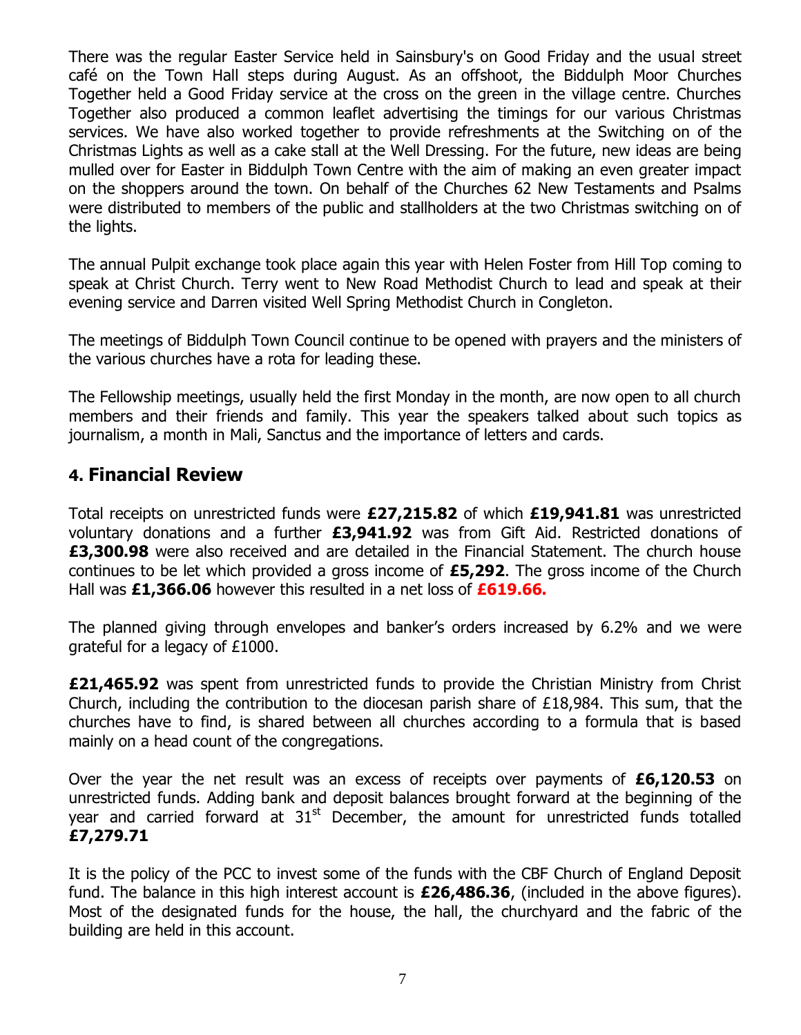There was the regular Easter Service held in Sainsbury's on Good Friday and the usual street café on the Town Hall steps during August. As an offshoot, the Biddulph Moor Churches Together held a Good Friday service at the cross on the green in the village centre. Churches Together also produced a common leaflet advertising the timings for our various Christmas services. We have also worked together to provide refreshments at the Switching on of the Christmas Lights as well as a cake stall at the Well Dressing. For the future, new ideas are being mulled over for Easter in Biddulph Town Centre with the aim of making an even greater impact on the shoppers around the town. On behalf of the Churches 62 New Testaments and Psalms were distributed to members of the public and stallholders at the two Christmas switching on of the lights.

The annual Pulpit exchange took place again this year with Helen Foster from Hill Top coming to speak at Christ Church. Terry went to New Road Methodist Church to lead and speak at their evening service and Darren visited Well Spring Methodist Church in Congleton.

The meetings of Biddulph Town Council continue to be opened with prayers and the ministers of the various churches have a rota for leading these.

The Fellowship meetings, usually held the first Monday in the month, are now open to all church members and their friends and family. This year the speakers talked about such topics as journalism, a month in Mali, Sanctus and the importance of letters and cards.

## 4. Financial Review

Total receipts on unrestricted funds were **£27,215.82** of which **£19,941.81** was unrestricted voluntary donations and a further **£3,941.92** was from Gift Aid. Restricted donations of **£3,300.98** were also received and are detailed in the Financial Statement. The church house continues to be let which provided a gross income of **£5,292**. The gross income of the Church Hall was **£1,366.06** however this resulted in a net loss of **£619.66.**

The planned giving through envelopes and banker's orders increased by 6.2% and we were grateful for a legacy of £1000.

**£21,465.92** was spent from unrestricted funds to provide the Christian Ministry from Christ Church, including the contribution to the diocesan parish share of £18,984. This sum, that the churches have to find, is shared between all churches according to a formula that is based mainly on a head count of the congregations.

Over the year the net result was an excess of receipts over payments of **£6,120.53** on unrestricted funds. Adding bank and deposit balances brought forward at the beginning of the year and carried forward at 31st December, the amount for unrestricted funds totalled **£7,279.71**

It is the policy of the PCC to invest some of the funds with the CBF Church of England Deposit fund. The balance in this high interest account is **£26,486.36**, (included in the above figures). Most of the designated funds for the house, the hall, the churchyard and the fabric of the building are held in this account.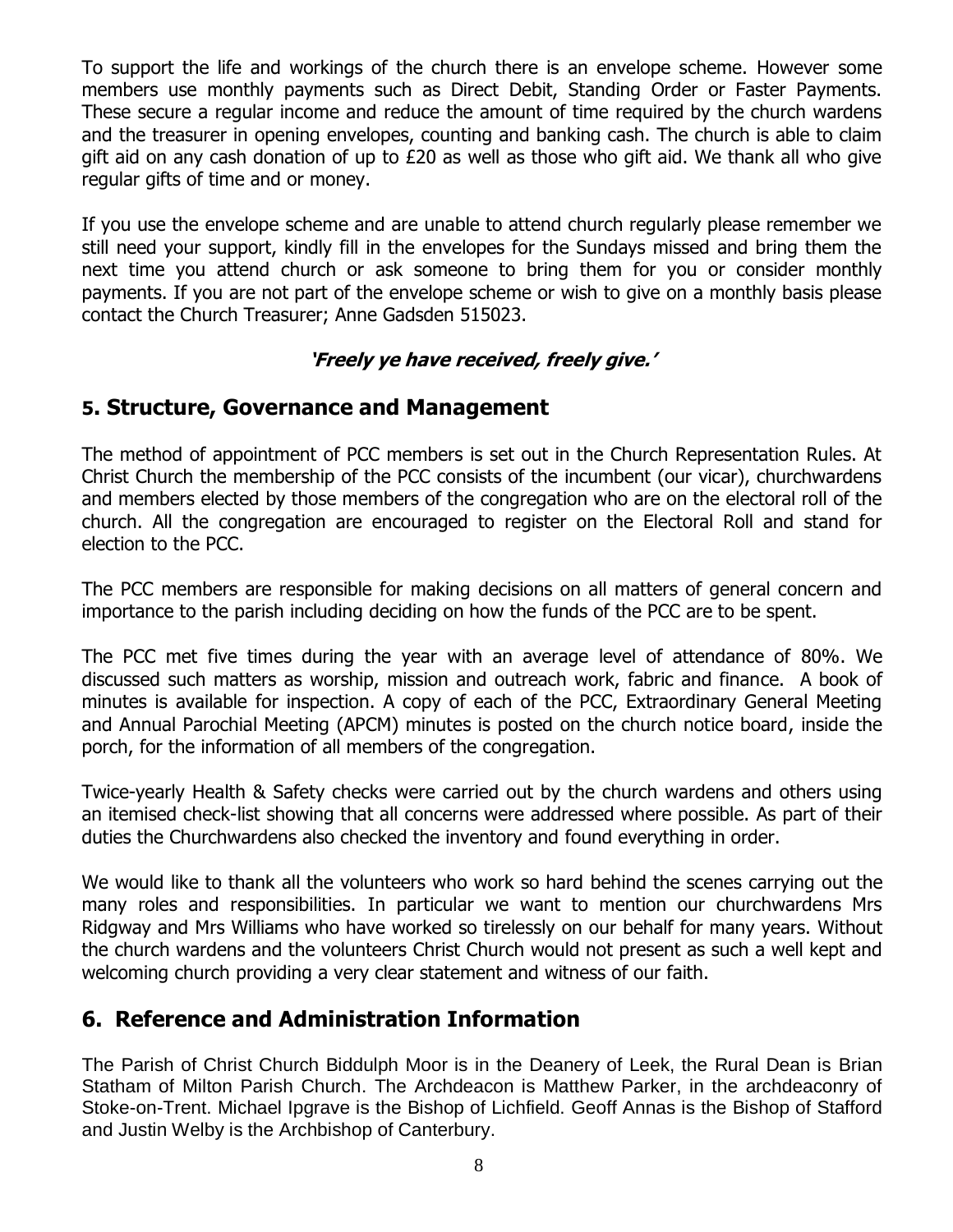To support the life and workings of the church there is an envelope scheme. However some members use monthly payments such as Direct Debit, Standing Order or Faster Payments. These secure a regular income and reduce the amount of time required by the church wardens and the treasurer in opening envelopes, counting and banking cash. The church is able to claim gift aid on any cash donation of up to £20 as well as those who gift aid. We thank all who give regular gifts of time and or money.

If you use the envelope scheme and are unable to attend church regularly please remember we still need your support, kindly fill in the envelopes for the Sundays missed and bring them the next time you attend church or ask someone to bring them for you or consider monthly payments. If you are not part of the envelope scheme or wish to give on a monthly basis please contact the Church Treasurer; Anne Gadsden 515023.

***'Freely ye have received, freely give.'***

## 5. Structure, Governance and Management

The method of appointment of PCC members is set out in the Church Representation Rules. At Christ Church the membership of the PCC consists of the incumbent (our vicar), churchwardens and members elected by those members of the congregation who are on the electoral roll of the church. All the congregation are encouraged to register on the Electoral Roll and stand for election to the PCC.

The PCC members are responsible for making decisions on all matters of general concern and importance to the parish including deciding on how the funds of the PCC are to be spent.

The PCC met five times during the year with an average level of attendance of 80%. We discussed such matters as worship, mission and outreach work, fabric and finance. A book of minutes is available for inspection. A copy of each of the PCC, Extraordinary General Meeting and Annual Parochial Meeting (APCM) minutes is posted on the church notice board, inside the porch, for the information of all members of the congregation.

Twice-yearly Health & Safety checks were carried out by the church wardens and others using an itemised check-list showing that all concerns were addressed where possible. As part of their duties the Churchwardens also checked the inventory and found everything in order.

We would like to thank all the volunteers who work so hard behind the scenes carrying out the many roles and responsibilities. In particular we want to mention our churchwardens Mrs Ridgway and Mrs Williams who have worked so tirelessly on our behalf for many years. Without the church wardens and the volunteers Christ Church would not present as such a well kept and welcoming church providing a very clear statement and witness of our faith.

## 6. Reference and Administration Information

The Parish of Christ Church Biddulph Moor is in the Deanery of Leek, the Rural Dean is Brian Statham of Milton Parish Church. The Archdeacon is Matthew Parker, in the archdeaconry of Stoke-on-Trent. Michael Ipgrave is the Bishop of Lichfield. Geoff Annas is the Bishop of Stafford and Justin Welby is the Archbishop of Canterbury.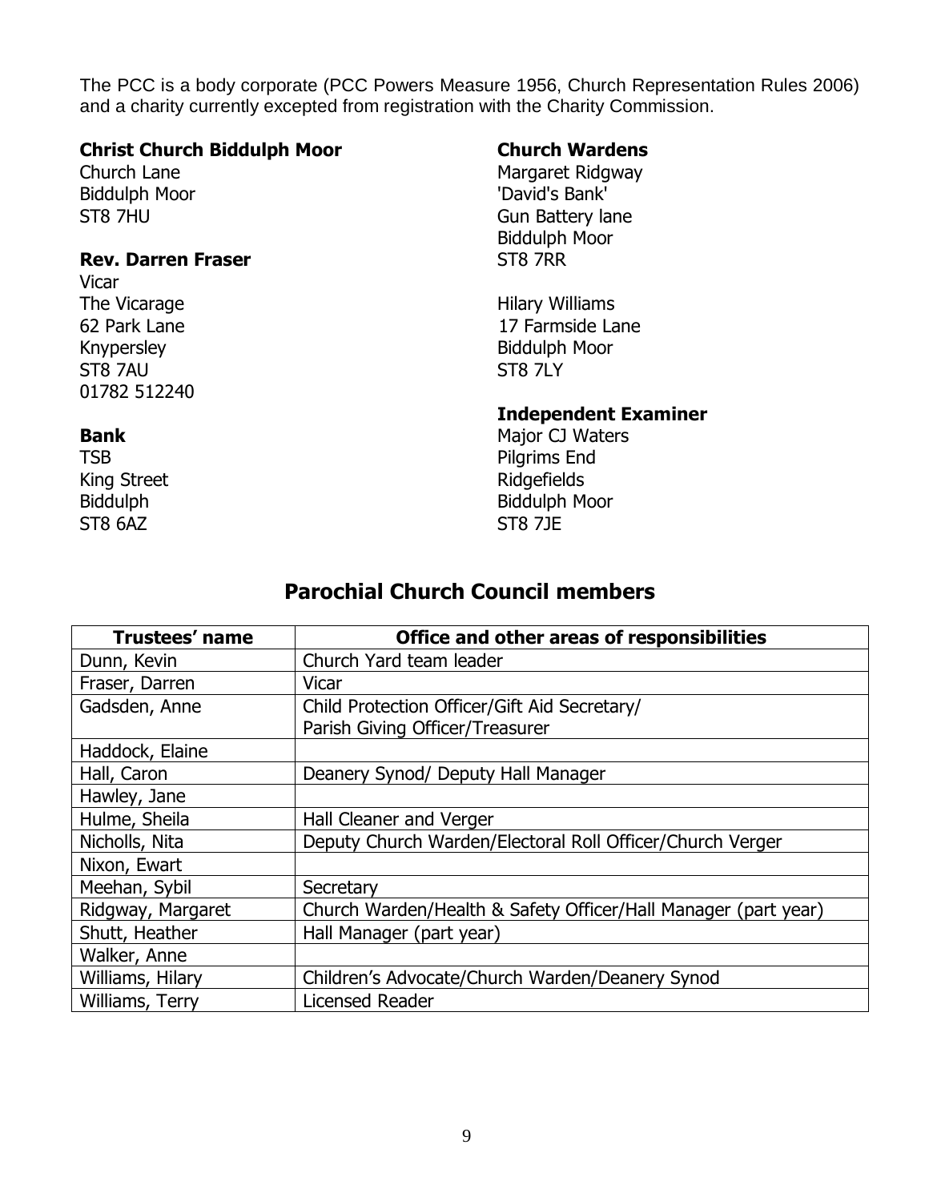The PCC is a body corporate (PCC Powers Measure 1956, Church Representation Rules 2006) and a charity currently excepted from registration with the Charity Commission.

**Christ Church Biddulph Moor**
Church Lane
Biddulph Moor
ST8 7HU

**Rev. Darren Fraser**
Vicar
The Vicarage
62 Park Lane
Knypersley
ST8 7AU
01782 512240

**Bank**
TSB
King Street
Biddulph
ST8 6AZ

**Church Wardens**
Margaret Ridgway
'David's Bank'
Gun Battery lane
Biddulph Moor
ST8 7RR

Hilary Williams
17 Farmside Lane
Biddulph Moor
ST8 7LY

**Independent Examiner**
Major CJ Waters
Pilgrims End
Ridgefields
Biddulph Moor
ST8 7JE

## Parochial Church Council members

| Trustees' name | Office and other areas of responsibilities |
|---|---|
| Dunn, Kevin | Church Yard team leader |
| Fraser, Darren | Vicar |
| Gadsden, Anne | Child Protection Officer/Gift Aid Secretary/ Parish Giving Officer/Treasurer |
| Haddock, Elaine | |
| Hall, Caron | Deanery Synod/ Deputy Hall Manager |
| Hawley, Jane | |
| Hulme, Sheila | Hall Cleaner and Verger |
| Nicholls, Nita | Deputy Church Warden/Electoral Roll Officer/Church Verger |
| Nixon, Ewart | |
| Meehan, Sybil | Secretary |
| Ridgway, Margaret | Church Warden/Health & Safety Officer/Hall Manager (part year) |
| Shutt, Heather | Hall Manager (part year) |
| Walker, Anne | |
| Williams, Hilary | Children's Advocate/Church Warden/Deanery Synod |
| Williams, Terry | Licensed Reader |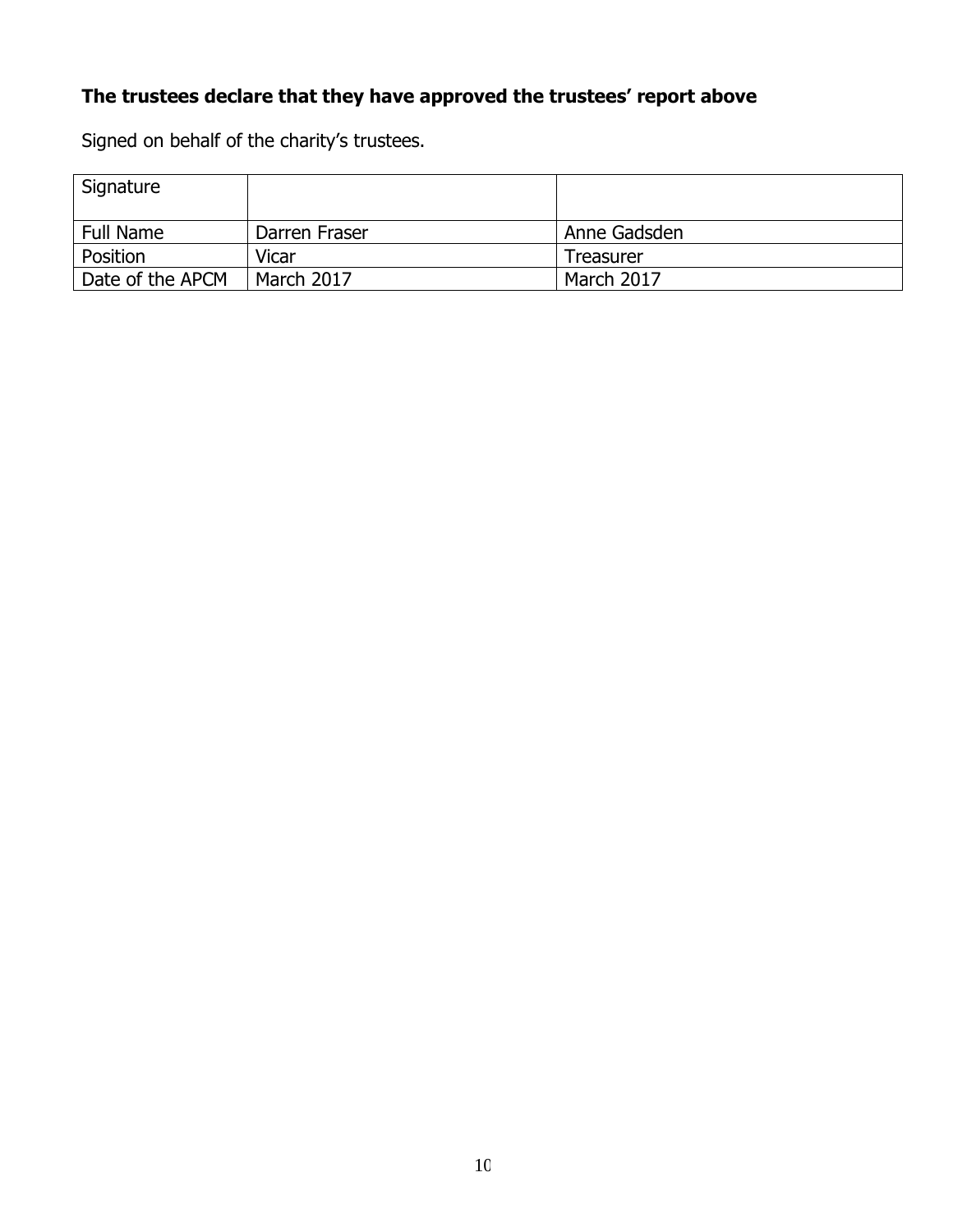**The trustees declare that they have approved the trustees' report above**

Signed on behalf of the charity's trustees.

| | | |
|---|---|---|
| Signature | | |
| Full Name | Darren Fraser | Anne Gadsden |
| Position | Vicar | Treasurer |
| Date of the APCM | March 2017 | March 2017 |